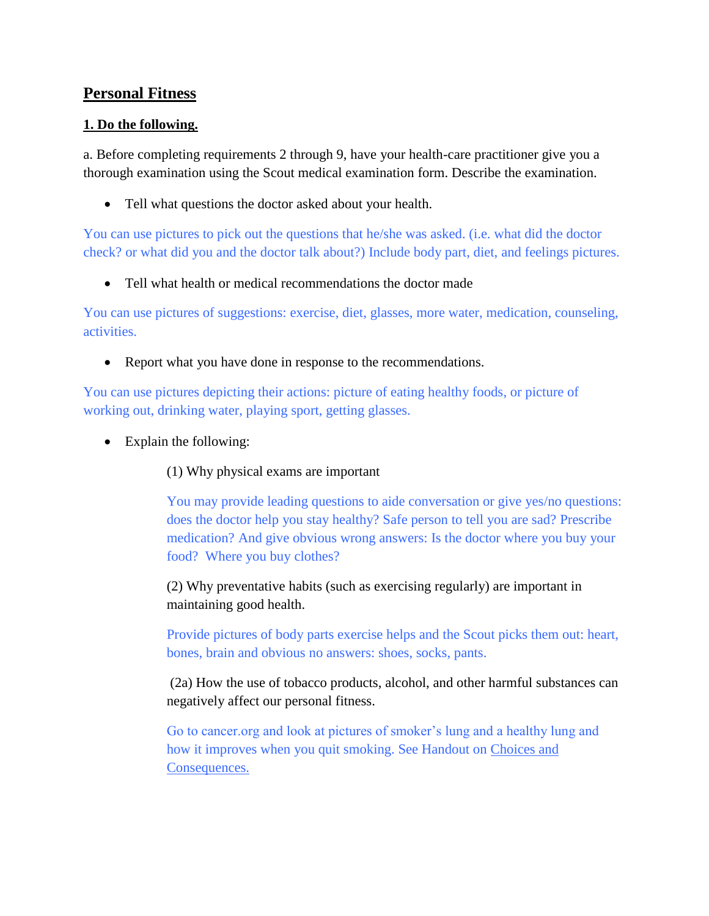# **Personal Fitness**

## **1. Do the following.**

a. Before completing requirements 2 through 9, have your health-care practitioner give you a thorough examination using the Scout medical examination form. Describe the examination.

- Tell what questions the doctor asked about your health.

You can use pictures to pick out the questions that he/she was asked. (i.e. what did the doctor check? or what did you and the doctor talk about?) Include body part, diet, and feelings pictures.

- Tell what health or medical recommendations the doctor made

You can use pictures of suggestions: exercise, diet, glasses, more water, medication, counseling, activities.

- Report what you have done in response to the recommendations.

You can use pictures depicting their actions: picture of eating healthy foods, or picture of working out, drinking water, playing sport, getting glasses.

- Explain the following:

  (1) Why physical exams are important

  You may provide leading questions to aide conversation or give yes/no questions: does the doctor help you stay healthy? Safe person to tell you are sad? Prescribe medication? And give obvious wrong answers: Is the doctor where you buy your food? Where you buy clothes?

  (2) Why preventative habits (such as exercising regularly) are important in maintaining good health.

  Provide pictures of body parts exercise helps and the Scout picks them out: heart, bones, brain and obvious no answers: shoes, socks, pants.

  (2a) How the use of tobacco products, alcohol, and other harmful substances can negatively affect our personal fitness.

  Go to cancer.org and look at pictures of smoker's lung and a healthy lung and how it improves when you quit smoking. See Handout on Choices and Consequences.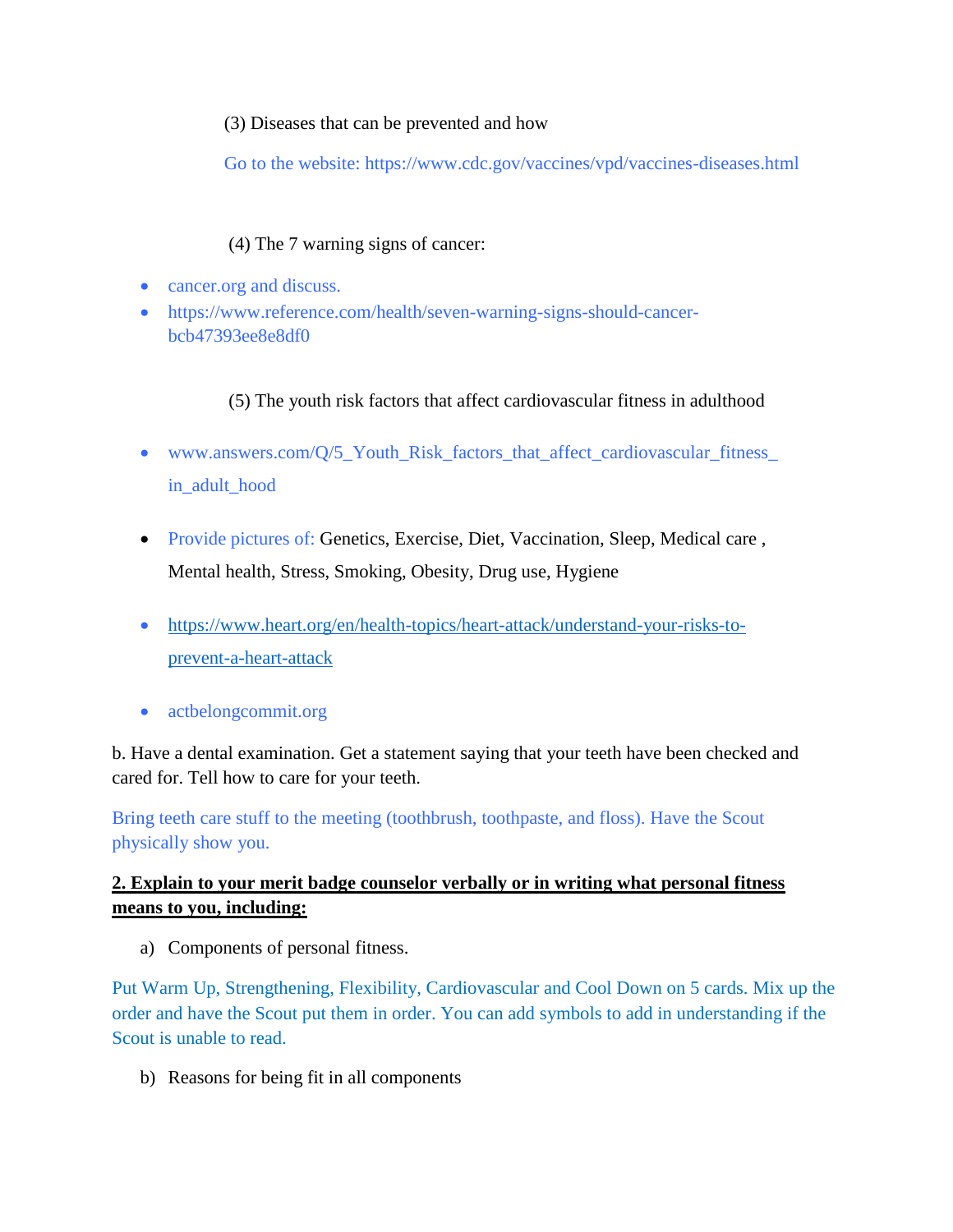(3) Diseases that can be prevented and how

Go to the website: https://www.cdc.gov/vaccines/vpd/vaccines-diseases.html

(4) The 7 warning signs of cancer:

- cancer.org and discuss.
- https://www.reference.com/health/seven-warning-signs-should-cancer-bcb47393ee8e8df0

(5) The youth risk factors that affect cardiovascular fitness in adulthood

- www.answers.com/Q/5_Youth_Risk_factors_that_affect_cardiovascular_fitness_in_adult_hood
- Provide pictures of: Genetics, Exercise, Diet, Vaccination, Sleep, Medical care , Mental health, Stress, Smoking, Obesity, Drug use, Hygiene
- https://www.heart.org/en/health-topics/heart-attack/understand-your-risks-to-prevent-a-heart-attack
- actbelongcommit.org

b. Have a dental examination. Get a statement saying that your teeth have been checked and cared for. Tell how to care for your teeth.

Bring teeth care stuff to the meeting (toothbrush, toothpaste, and floss). Have the Scout physically show you.

**<u>2. Explain to your merit badge counselor verbally or in writing what personal fitness means to you, including:</u>**

a) Components of personal fitness.

Put Warm Up, Strengthening, Flexibility, Cardiovascular and Cool Down on 5 cards. Mix up the order and have the Scout put them in order. You can add symbols to add in understanding if the Scout is unable to read.

b) Reasons for being fit in all components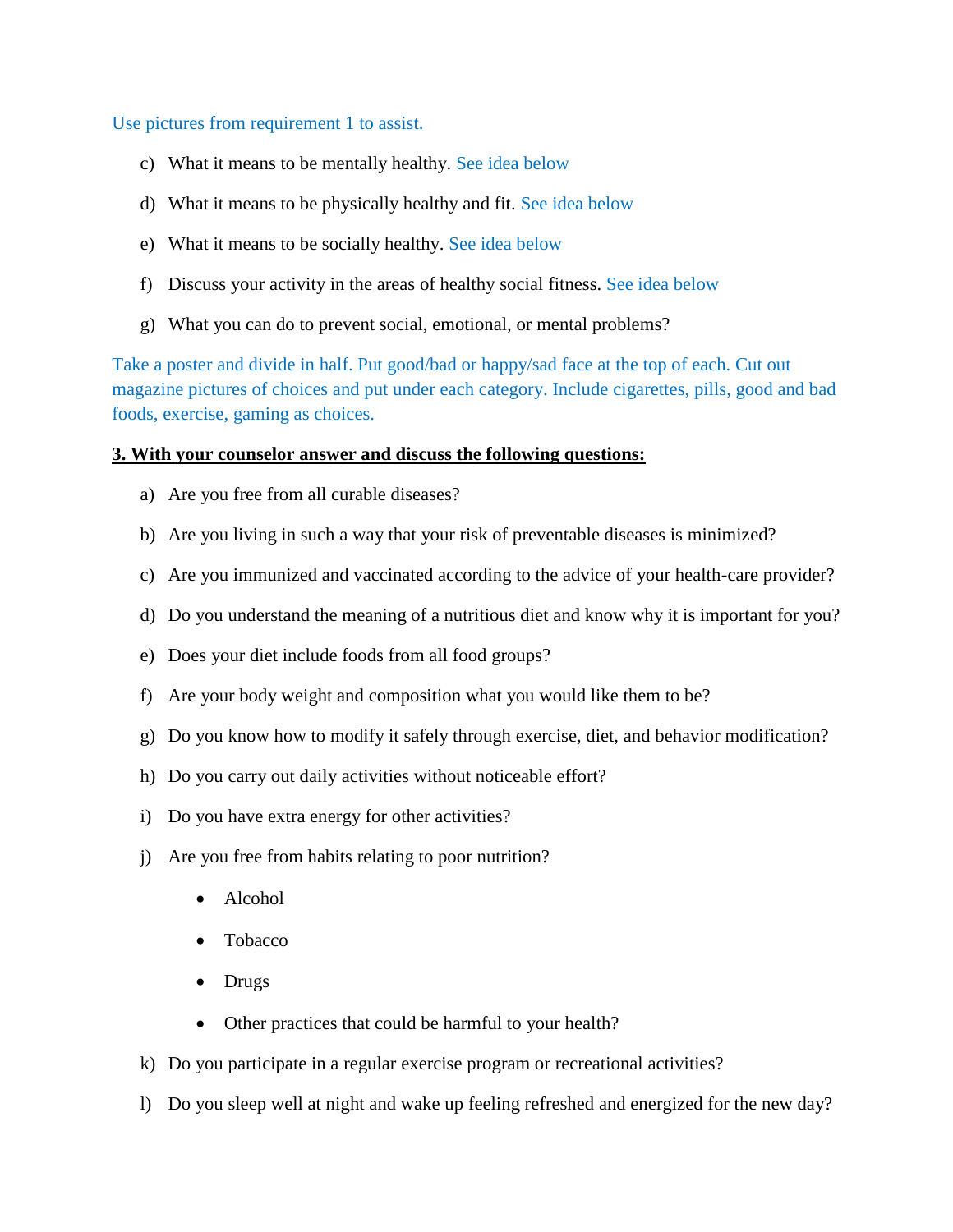Use pictures from requirement 1 to assist.

c) What it means to be mentally healthy. See idea below

d) What it means to be physically healthy and fit. See idea below

e) What it means to be socially healthy. See idea below

f) Discuss your activity in the areas of healthy social fitness. See idea below

g) What you can do to prevent social, emotional, or mental problems?

Take a poster and divide in half. Put good/bad or happy/sad face at the top of each. Cut out magazine pictures of choices and put under each category. Include cigarettes, pills, good and bad foods, exercise, gaming as choices.

**3. With your counselor answer and discuss the following questions:**

a) Are you free from all curable diseases?

b) Are you living in such a way that your risk of preventable diseases is minimized?

c) Are you immunized and vaccinated according to the advice of your health-care provider?

d) Do you understand the meaning of a nutritious diet and know why it is important for you?

e) Does your diet include foods from all food groups?

f) Are your body weight and composition what you would like them to be?

g) Do you know how to modify it safely through exercise, diet, and behavior modification?

h) Do you carry out daily activities without noticeable effort?

i) Do you have extra energy for other activities?

j) Are you free from habits relating to poor nutrition?

- Alcohol
- Tobacco
- Drugs
- Other practices that could be harmful to your health?

k) Do you participate in a regular exercise program or recreational activities?

l) Do you sleep well at night and wake up feeling refreshed and energized for the new day?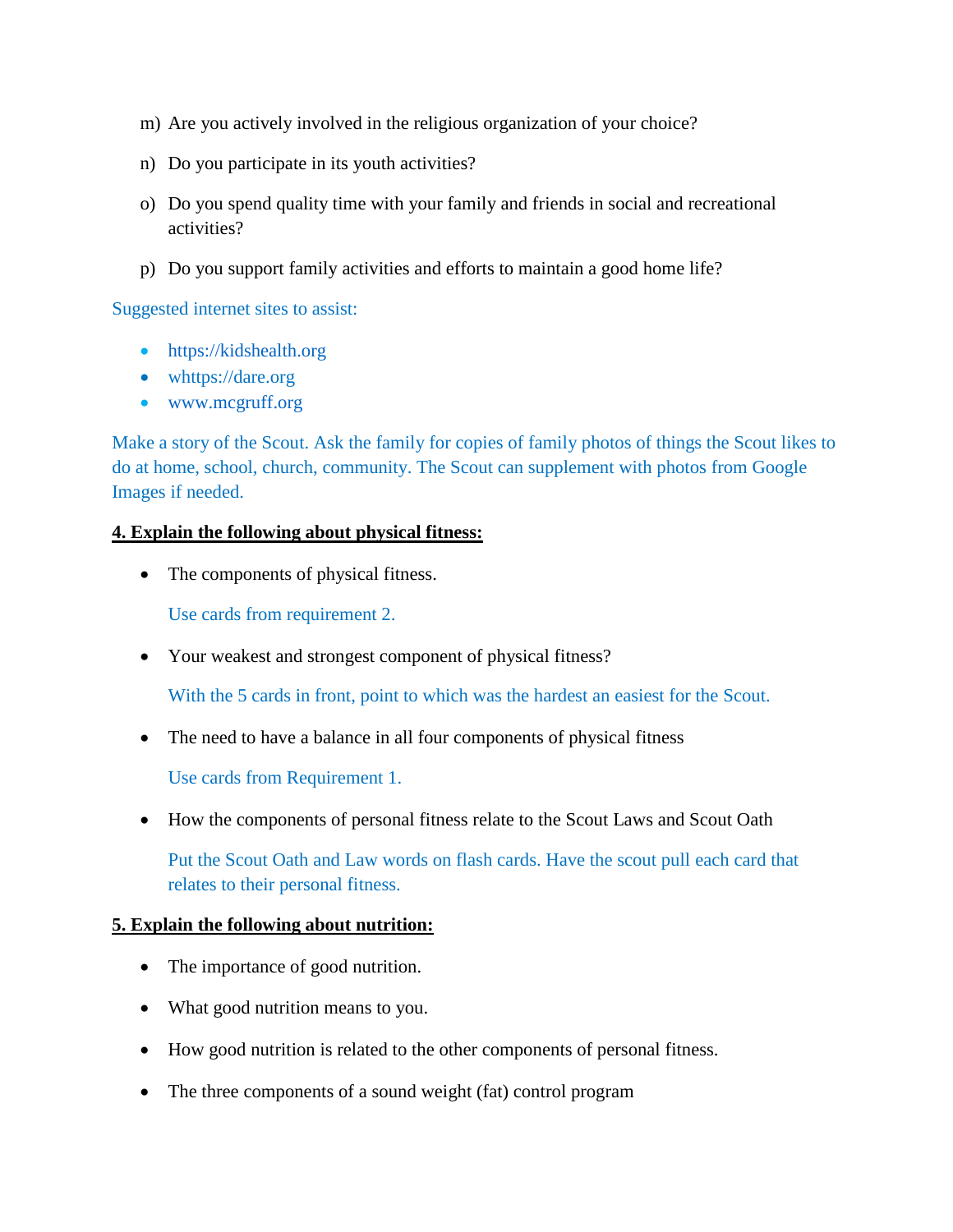m) Are you actively involved in the religious organization of your choice?

n) Do you participate in its youth activities?

o) Do you spend quality time with your family and friends in social and recreational activities?

p) Do you support family activities and efforts to maintain a good home life?

Suggested internet sites to assist:

- https://kidshealth.org
- whttps://dare.org
- www.mcgruff.org

Make a story of the Scout. Ask the family for copies of family photos of things the Scout likes to do at home, school, church, community. The Scout can supplement with photos from Google Images if needed.

**4. Explain the following about physical fitness:**

- The components of physical fitness.

  Use cards from requirement 2.

- Your weakest and strongest component of physical fitness?

  With the 5 cards in front, point to which was the hardest an easiest for the Scout.

- The need to have a balance in all four components of physical fitness

  Use cards from Requirement 1.

- How the components of personal fitness relate to the Scout Laws and Scout Oath

  Put the Scout Oath and Law words on flash cards. Have the scout pull each card that relates to their personal fitness.

**5. Explain the following about nutrition:**

- The importance of good nutrition.
- What good nutrition means to you.
- How good nutrition is related to the other components of personal fitness.
- The three components of a sound weight (fat) control program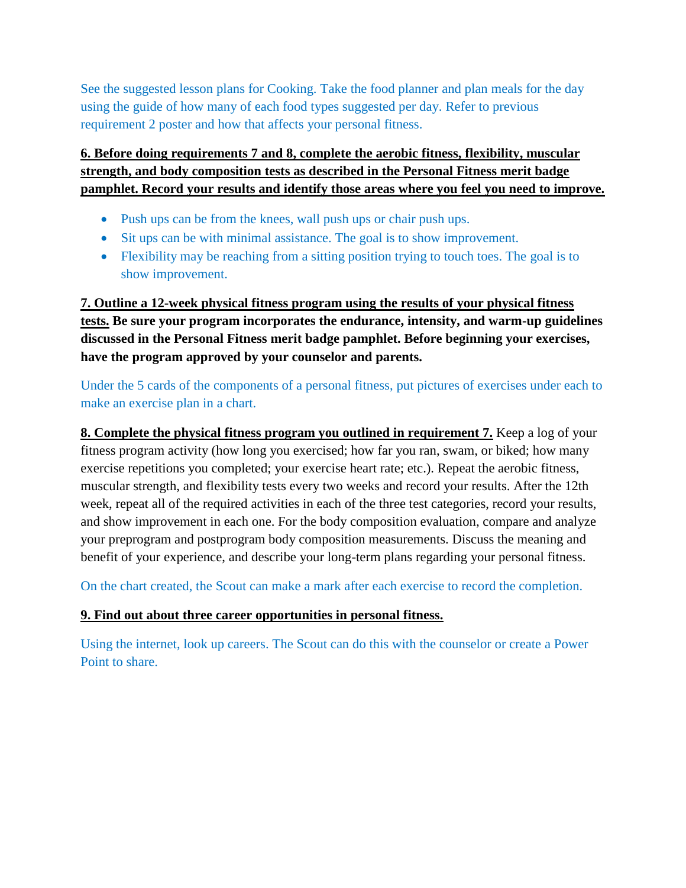See the suggested lesson plans for Cooking. Take the food planner and plan meals for the day using the guide of how many of each food types suggested per day. Refer to previous requirement 2 poster and how that affects your personal fitness.

**6. Before doing requirements 7 and 8, complete the aerobic fitness, flexibility, muscular strength, and body composition tests as described in the Personal Fitness merit badge pamphlet. Record your results and identify those areas where you feel you need to improve.**

- Push ups can be from the knees, wall push ups or chair push ups.
- Sit ups can be with minimal assistance. The goal is to show improvement.
- Flexibility may be reaching from a sitting position trying to touch toes. The goal is to show improvement.

**7. Outline a 12-week physical fitness program using the results of your physical fitness tests. Be sure your program incorporates the endurance, intensity, and warm-up guidelines discussed in the Personal Fitness merit badge pamphlet. Before beginning your exercises, have the program approved by your counselor and parents.**

Under the 5 cards of the components of a personal fitness, put pictures of exercises under each to make an exercise plan in a chart.

**8. Complete the physical fitness program you outlined in requirement 7.** Keep a log of your fitness program activity (how long you exercised; how far you ran, swam, or biked; how many exercise repetitions you completed; your exercise heart rate; etc.). Repeat the aerobic fitness, muscular strength, and flexibility tests every two weeks and record your results. After the 12th week, repeat all of the required activities in each of the three test categories, record your results, and show improvement in each one. For the body composition evaluation, compare and analyze your preprogram and postprogram body composition measurements. Discuss the meaning and benefit of your experience, and describe your long-term plans regarding your personal fitness.

On the chart created, the Scout can make a mark after each exercise to record the completion.

**9. Find out about three career opportunities in personal fitness.**

Using the internet, look up careers. The Scout can do this with the counselor or create a Power Point to share.